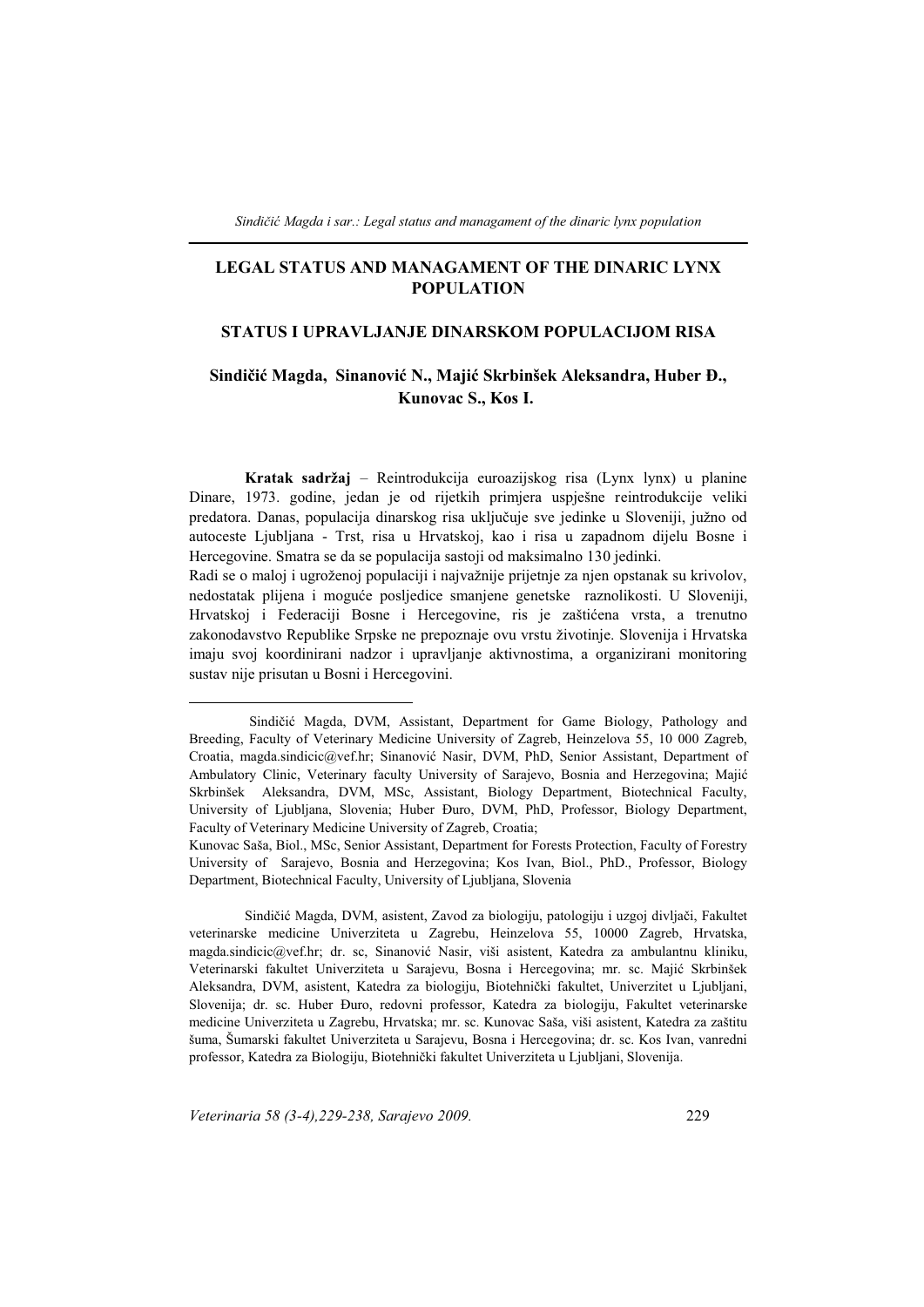# LEGAL STATUS AND MANAGAMENT OF THE DINARIC LYNX POPULATION

## STATUS I UPRAVLJANJE DINARSKOM POPULACIJOM RISA

### Sindičić Magda, Sinanović N., Majić Skrbinšek Aleksandra, Huber Đ., Kunovac S., Kos I.

**Kratak sadržaj** – Reintrodukcija euroazijskog risa (Lynx lynx) u planine Dinare, 1973. godine, jedan je od rijetkih primjera uspješne reintrodukcije veliki predatora. Danas, populacija dinarskog risa uključuje sve jedinke u Sloveniji, južno od autoceste Ljubljana - Trst, risa u Hrvatskoj, kao i risa u zapadnom dijelu Bosne i Hercegovine. Smatra se da se populacija sastoji od maksimalno 130 jedinki.

Radi se o maloj i ugroženoj populaciji i najvažnije prijetnje za njen opstanak su krivolov, nedostatak plijena i moguće posljedice smanjene genetske raznolikosti. U Sloveniji, Hrvatskoj i Federaciji Bosne i Hercegovine, ris je zaštićena vrsta, a trenutno zakonodavstvo Republike Srpske ne prepoznaje ovu vrstu životinje. Slovenija i Hrvatska imaju svoj koordinirani nadzor i upravljanje aktivnostima, a organizirani monitoring sustav nije prisutan u Bosni i Hercegovini.

---

Sindičić Magda, DVM, Assistant, Department for Game Biology, Pathology and Breeding, Faculty of Veterinary Medicine University of Zagreb, Heinzelova 55, 10 000 Zagreb, Croatia, magda.sindicic@vef.hr; Sinanović Nasir, DVM, PhD, Senior Assistant, Department of Ambulatory Clinic, Veterinary faculty University of Sarajevo, Bosnia and Herzegovina; Majić Skrbinšek Aleksandra, DVM, MSc, Assistant, Biology Department, Biotechnical Faculty, University of Ljubljana, Slovenia; Huber Đuro, DVM, PhD, Professor, Biology Department, Faculty of Veterinary Medicine University of Zagreb, Croatia;

Kunovac Saša, Biol., MSc, Senior Assistant, Department for Forests Protection, Faculty of Forestry University of Sarajevo, Bosnia and Herzegovina; Kos Ivan, Biol., PhD., Professor, Biology Department, Biotechnical Faculty, University of Ljubljana, Slovenia

Sindičić Magda, DVM, asistent, Zavod za biologiju, patologiju i uzgoj divljači, Fakultet veterinarske medicine Univerziteta u Zagrebu, Heinzelova 55, 10000 Zagreb, Hrvatska, magda.sindicic@vef.hr; dr. sc, Sinanović Nasir, viši asistent, Katedra za ambulantnu kliniku, Veterinarski fakultet Univerziteta u Sarajevu, Bosna i Hercegovina; mr. sc. Majić Skrbinšek Aleksandra, DVM, asistent, Katedra za biologiju, Biotehnički fakultet, Univerzitet u Ljubljani, Slovenija; dr. sc. Huber Đuro, redovni professor, Katedra za biologiju, Fakultet veterinarske medicine Univerziteta u Zagrebu, Hrvatska; mr. sc. Kunovac Saša, viši asistent, Katedra za zaštitu šuma, Šumarski fakultet Univerziteta u Sarajevu, Bosna i Hercegovina; dr. sc. Kos Ivan, vanredni professor, Katedra za Biologiju, Biotehnički fakultet Univerziteta u Ljubljani, Slovenija.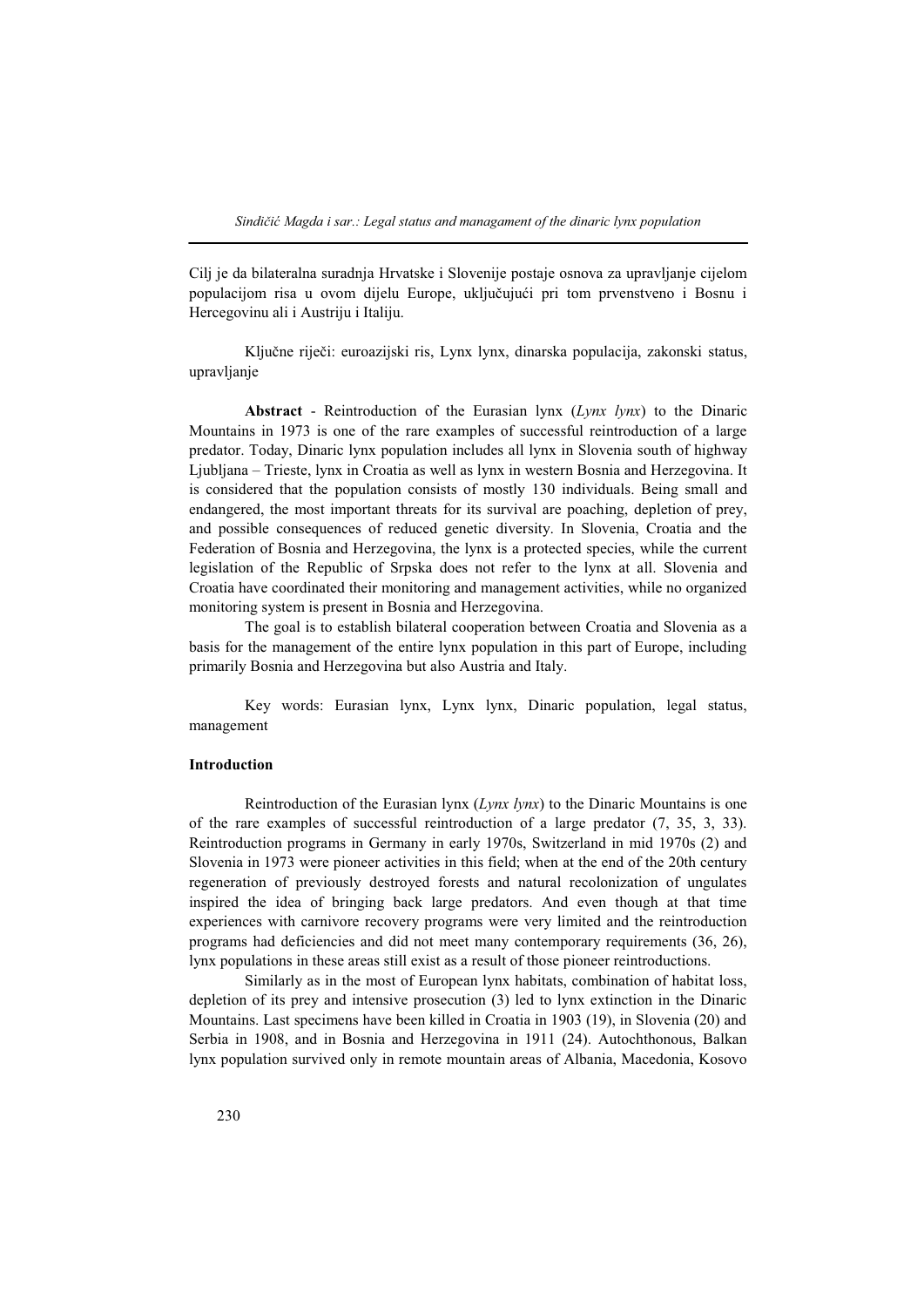Cilj je da bilateralna suradnja Hrvatske i Slovenije postaje osnova za upravljanje cijelom populacijom risa u ovom dijelu Europe, uključujući pri tom prvenstveno i Bosnu i Hercegovinu ali i Austriju i Italiju.

Ključne riječi: euroazijski ris, Lynx lynx, dinarska populacija, zakonski status, upravljanje

**Abstract** - Reintroduction of the Eurasian lynx (*Lynx lynx*) to the Dinaric Mountains in 1973 is one of the rare examples of successful reintroduction of a large predator. Today, Dinaric lynx population includes all lynx in Slovenia south of highway Ljubljana – Trieste, lynx in Croatia as well as lynx in western Bosnia and Herzegovina. It is considered that the population consists of mostly 130 individuals. Being small and endangered, the most important threats for its survival are poaching, depletion of prey, and possible consequences of reduced genetic diversity. In Slovenia, Croatia and the Federation of Bosnia and Herzegovina, the lynx is a protected species, while the current legislation of the Republic of Srpska does not refer to the lynx at all. Slovenia and Croatia have coordinated their monitoring and management activities, while no organized monitoring system is present in Bosnia and Herzegovina.

The goal is to establish bilateral cooperation between Croatia and Slovenia as a basis for the management of the entire lynx population in this part of Europe, including primarily Bosnia and Herzegovina but also Austria and Italy.

Key words: Eurasian lynx, Lynx lynx, Dinaric population, legal status, management

## Introduction

Reintroduction of the Eurasian lynx (*Lynx lynx*) to the Dinaric Mountains is one of the rare examples of successful reintroduction of a large predator (7, 35, 3, 33). Reintroduction programs in Germany in early 1970s, Switzerland in mid 1970s (2) and Slovenia in 1973 were pioneer activities in this field; when at the end of the 20th century regeneration of previously destroyed forests and natural recolonization of ungulates inspired the idea of bringing back large predators. And even though at that time experiences with carnivore recovery programs were very limited and the reintroduction programs had deficiencies and did not meet many contemporary requirements (36, 26), lynx populations in these areas still exist as a result of those pioneer reintroductions.

Similarly as in the most of European lynx habitats, combination of habitat loss, depletion of its prey and intensive prosecution (3) led to lynx extinction in the Dinaric Mountains. Last specimens have been killed in Croatia in 1903 (19), in Slovenia (20) and Serbia in 1908, and in Bosnia and Herzegovina in 1911 (24). Autochthonous, Balkan lynx population survived only in remote mountain areas of Albania, Macedonia, Kosovo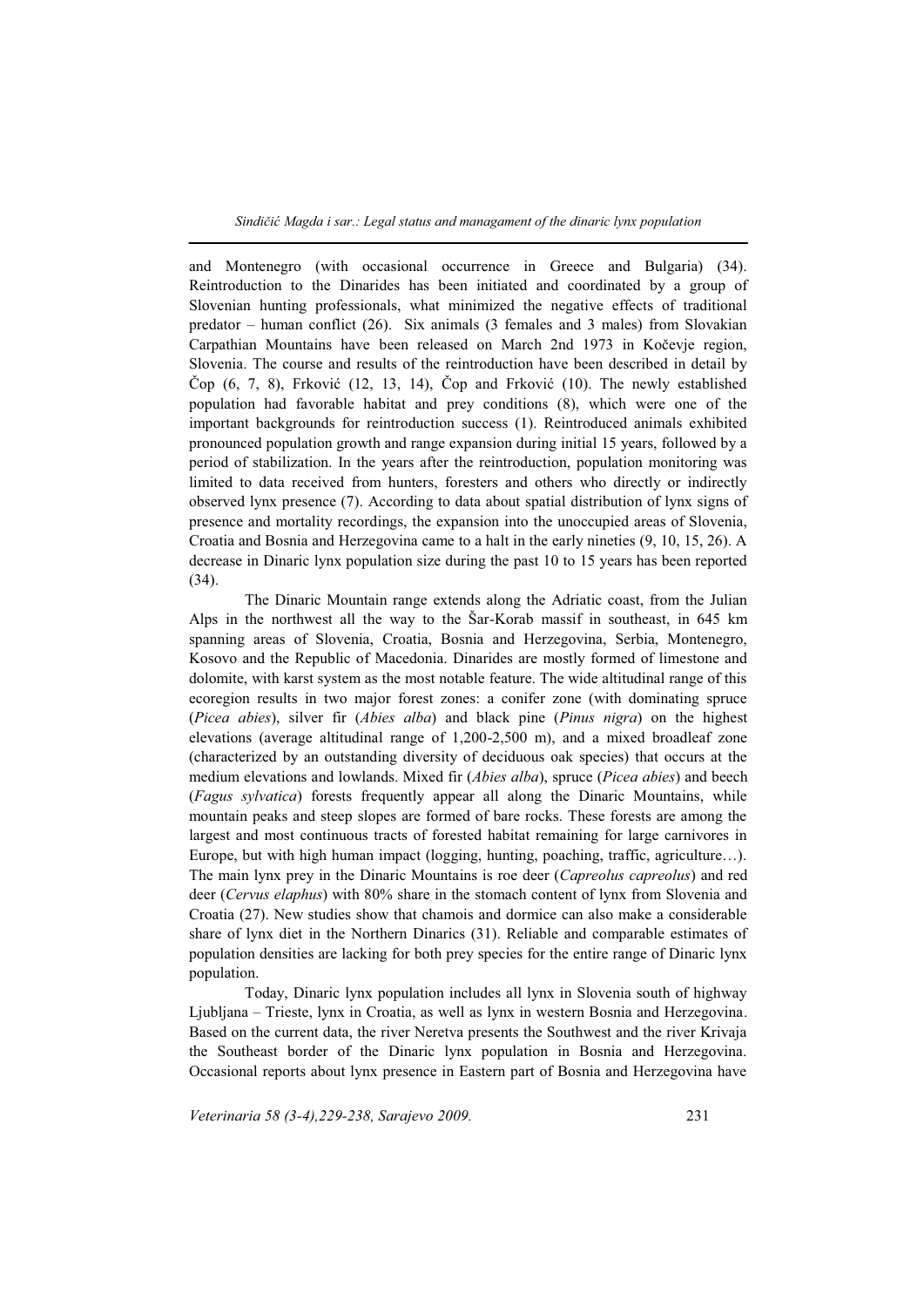and Montenegro (with occasional occurrence in Greece and Bulgaria) (34). Reintroduction to the Dinarides has been initiated and coordinated by a group of Slovenian hunting professionals, what minimized the negative effects of traditional predator – human conflict (26). Six animals (3 females and 3 males) from Slovakian Carpathian Mountains have been released on March 2nd 1973 in Kočevje region, Slovenia. The course and results of the reintroduction have been described in detail by Čop (6, 7, 8), Frković (12, 13, 14), Čop and Frković (10). The newly established population had favorable habitat and prey conditions (8), which were one of the important backgrounds for reintroduction success (1). Reintroduced animals exhibited pronounced population growth and range expansion during initial 15 years, followed by a period of stabilization. In the years after the reintroduction, population monitoring was limited to data received from hunters, foresters and others who directly or indirectly observed lynx presence (7). According to data about spatial distribution of lynx signs of presence and mortality recordings, the expansion into the unoccupied areas of Slovenia, Croatia and Bosnia and Herzegovina came to a halt in the early nineties (9, 10, 15, 26). A decrease in Dinaric lynx population size during the past 10 to 15 years has been reported (34).

The Dinaric Mountain range extends along the Adriatic coast, from the Julian Alps in the northwest all the way to the Šar-Korab massif in southeast, in 645 km spanning areas of Slovenia, Croatia, Bosnia and Herzegovina, Serbia, Montenegro, Kosovo and the Republic of Macedonia. Dinarides are mostly formed of limestone and dolomite, with karst system as the most notable feature. The wide altitudinal range of this ecoregion results in two major forest zones: a conifer zone (with dominating spruce (*Picea abies*), silver fir (*Abies alba*) and black pine (*Pinus nigra*) on the highest elevations (average altitudinal range of 1,200-2,500 m), and a mixed broadleaf zone (characterized by an outstanding diversity of deciduous oak species) that occurs at the medium elevations and lowlands. Mixed fir (*Abies alba*), spruce (*Picea abies*) and beech (*Fagus sylvatica*) forests frequently appear all along the Dinaric Mountains, while mountain peaks and steep slopes are formed of bare rocks. These forests are among the largest and most continuous tracts of forested habitat remaining for large carnivores in Europe, but with high human impact (logging, hunting, poaching, traffic, agriculture…). The main lynx prey in the Dinaric Mountains is roe deer (*Capreolus capreolus*) and red deer (*Cervus elaphus*) with 80% share in the stomach content of lynx from Slovenia and Croatia (27). New studies show that chamois and dormice can also make a considerable share of lynx diet in the Northern Dinarics (31). Reliable and comparable estimates of population densities are lacking for both prey species for the entire range of Dinaric lynx population.

Today, Dinaric lynx population includes all lynx in Slovenia south of highway Ljubljana – Trieste, lynx in Croatia, as well as lynx in western Bosnia and Herzegovina. Based on the current data, the river Neretva presents the Southwest and the river Krivaja the Southeast border of the Dinaric lynx population in Bosnia and Herzegovina. Occasional reports about lynx presence in Eastern part of Bosnia and Herzegovina have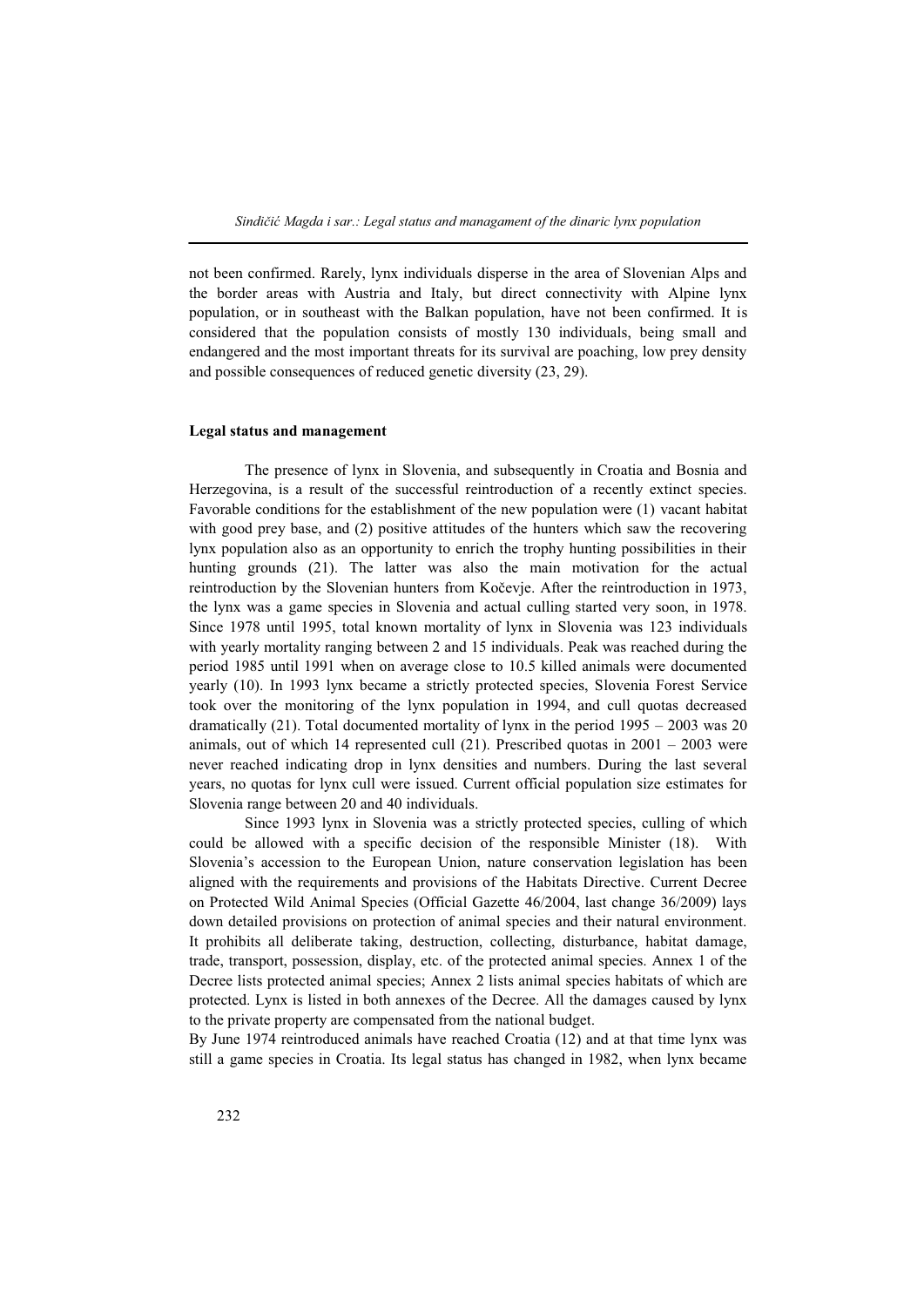not been confirmed. Rarely, lynx individuals disperse in the area of Slovenian Alps and the border areas with Austria and Italy, but direct connectivity with Alpine lynx population, or in southeast with the Balkan population, have not been confirmed. It is considered that the population consists of mostly 130 individuals, being small and endangered and the most important threats for its survival are poaching, low prey density and possible consequences of reduced genetic diversity (23, 29).

## Legal status and management

The presence of lynx in Slovenia, and subsequently in Croatia and Bosnia and Herzegovina, is a result of the successful reintroduction of a recently extinct species. Favorable conditions for the establishment of the new population were (1) vacant habitat with good prey base, and (2) positive attitudes of the hunters which saw the recovering lynx population also as an opportunity to enrich the trophy hunting possibilities in their hunting grounds (21). The latter was also the main motivation for the actual reintroduction by the Slovenian hunters from Kočevje. After the reintroduction in 1973, the lynx was a game species in Slovenia and actual culling started very soon, in 1978. Since 1978 until 1995, total known mortality of lynx in Slovenia was 123 individuals with yearly mortality ranging between 2 and 15 individuals. Peak was reached during the period 1985 until 1991 when on average close to 10.5 killed animals were documented yearly (10). In 1993 lynx became a strictly protected species, Slovenia Forest Service took over the monitoring of the lynx population in 1994, and cull quotas decreased dramatically (21). Total documented mortality of lynx in the period 1995 – 2003 was 20 animals, out of which 14 represented cull (21). Prescribed quotas in 2001 – 2003 were never reached indicating drop in lynx densities and numbers. During the last several years, no quotas for lynx cull were issued. Current official population size estimates for Slovenia range between 20 and 40 individuals.

Since 1993 lynx in Slovenia was a strictly protected species, culling of which could be allowed with a specific decision of the responsible Minister (18). With Slovenia's accession to the European Union, nature conservation legislation has been aligned with the requirements and provisions of the Habitats Directive. Current Decree on Protected Wild Animal Species (Official Gazette 46/2004, last change 36/2009) lays down detailed provisions on protection of animal species and their natural environment. It prohibits all deliberate taking, destruction, collecting, disturbance, habitat damage, trade, transport, possession, display, etc. of the protected animal species. Annex 1 of the Decree lists protected animal species; Annex 2 lists animal species habitats of which are protected. Lynx is listed in both annexes of the Decree. All the damages caused by lynx to the private property are compensated from the national budget.

By June 1974 reintroduced animals have reached Croatia (12) and at that time lynx was still a game species in Croatia. Its legal status has changed in 1982, when lynx became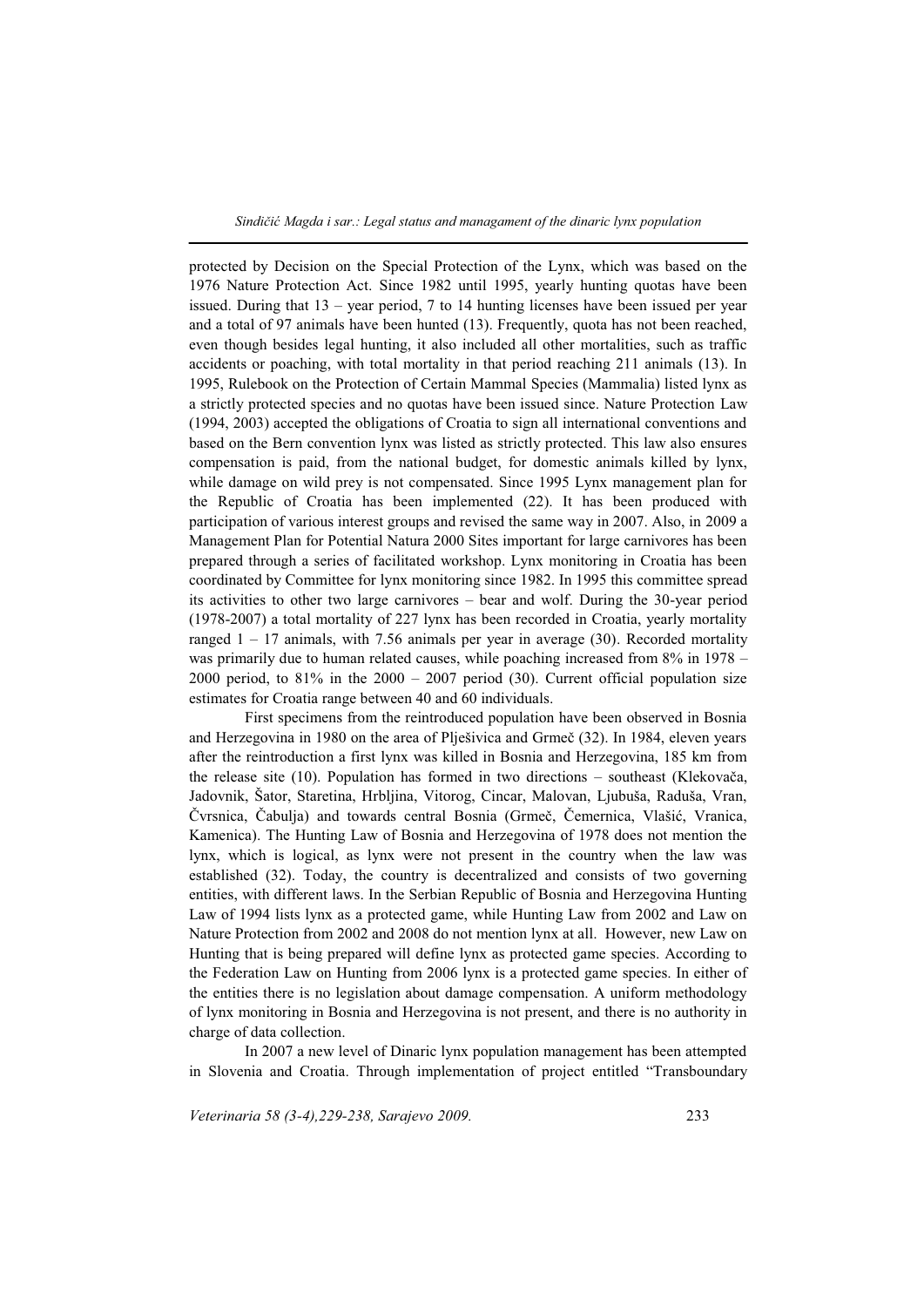protected by Decision on the Special Protection of the Lynx, which was based on the 1976 Nature Protection Act. Since 1982 until 1995, yearly hunting quotas have been issued. During that 13 – year period, 7 to 14 hunting licenses have been issued per year and a total of 97 animals have been hunted (13). Frequently, quota has not been reached, even though besides legal hunting, it also included all other mortalities, such as traffic accidents or poaching, with total mortality in that period reaching 211 animals (13). In 1995, Rulebook on the Protection of Certain Mammal Species (Mammalia) listed lynx as a strictly protected species and no quotas have been issued since. Nature Protection Law (1994, 2003) accepted the obligations of Croatia to sign all international conventions and based on the Bern convention lynx was listed as strictly protected. This law also ensures compensation is paid, from the national budget, for domestic animals killed by lynx, while damage on wild prey is not compensated. Since 1995 Lynx management plan for the Republic of Croatia has been implemented (22). It has been produced with participation of various interest groups and revised the same way in 2007. Also, in 2009 a Management Plan for Potential Natura 2000 Sites important for large carnivores has been prepared through a series of facilitated workshop. Lynx monitoring in Croatia has been coordinated by Committee for lynx monitoring since 1982. In 1995 this committee spread its activities to other two large carnivores – bear and wolf. During the 30-year period (1978-2007) a total mortality of 227 lynx has been recorded in Croatia, yearly mortality ranged 1 – 17 animals, with 7.56 animals per year in average (30). Recorded mortality was primarily due to human related causes, while poaching increased from 8% in 1978 – 2000 period, to 81% in the 2000 – 2007 period (30). Current official population size estimates for Croatia range between 40 and 60 individuals.

First specimens from the reintroduced population have been observed in Bosnia and Herzegovina in 1980 on the area of Plješivica and Grmeč (32). In 1984, eleven years after the reintroduction a first lynx was killed in Bosnia and Herzegovina, 185 km from the release site (10). Population has formed in two directions – southeast (Klekovača, Jadovnik, Šator, Staretina, Hrbljina, Vitorog, Cincar, Malovan, Ljubuša, Raduša, Vran, Čvrsnica, Čabulja) and towards central Bosnia (Grmeč, Čemernica, Vlašić, Vranica, Kamenica). The Hunting Law of Bosnia and Herzegovina of 1978 does not mention the lynx, which is logical, as lynx were not present in the country when the law was established (32). Today, the country is decentralized and consists of two governing entities, with different laws. In the Serbian Republic of Bosnia and Herzegovina Hunting Law of 1994 lists lynx as a protected game, while Hunting Law from 2002 and Law on Nature Protection from 2002 and 2008 do not mention lynx at all. However, new Law on Hunting that is being prepared will define lynx as protected game species. According to the Federation Law on Hunting from 2006 lynx is a protected game species. In either of the entities there is no legislation about damage compensation. A uniform methodology of lynx monitoring in Bosnia and Herzegovina is not present, and there is no authority in charge of data collection.

In 2007 a new level of Dinaric lynx population management has been attempted in Slovenia and Croatia. Through implementation of project entitled "Transboundary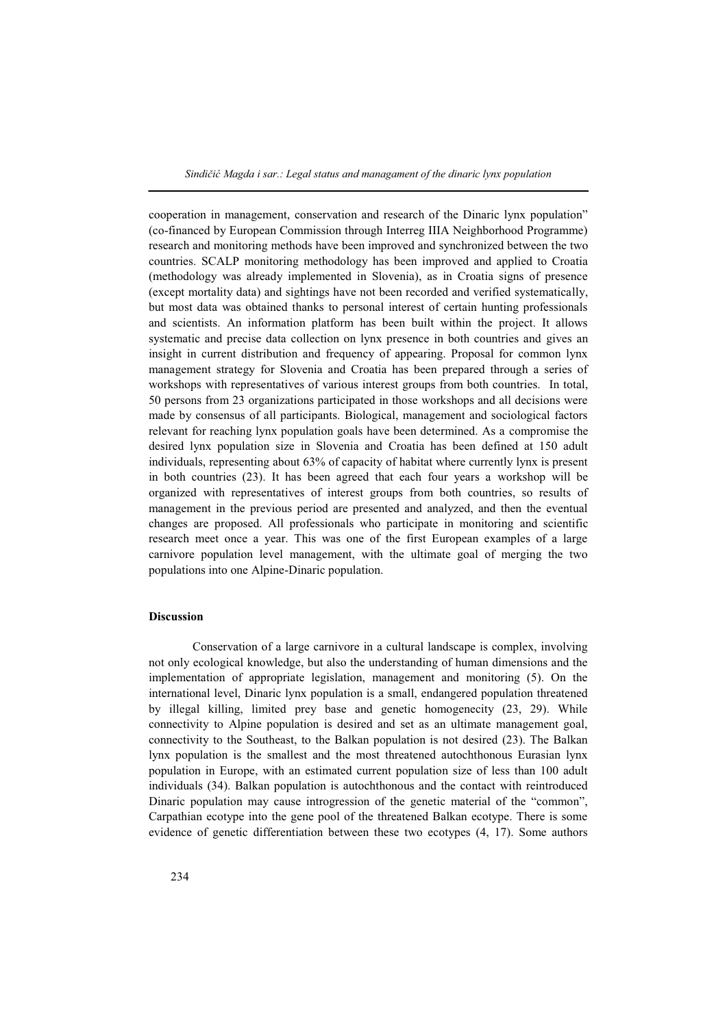cooperation in management, conservation and research of the Dinaric lynx population" (co-financed by European Commission through Interreg IIIA Neighborhood Programme) research and monitoring methods have been improved and synchronized between the two countries. SCALP monitoring methodology has been improved and applied to Croatia (methodology was already implemented in Slovenia), as in Croatia signs of presence (except mortality data) and sightings have not been recorded and verified systematically, but most data was obtained thanks to personal interest of certain hunting professionals and scientists. An information platform has been built within the project. It allows systematic and precise data collection on lynx presence in both countries and gives an insight in current distribution and frequency of appearing. Proposal for common lynx management strategy for Slovenia and Croatia has been prepared through a series of workshops with representatives of various interest groups from both countries. In total, 50 persons from 23 organizations participated in those workshops and all decisions were made by consensus of all participants. Biological, management and sociological factors relevant for reaching lynx population goals have been determined. As a compromise the desired lynx population size in Slovenia and Croatia has been defined at 150 adult individuals, representing about 63% of capacity of habitat where currently lynx is present in both countries (23). It has been agreed that each four years a workshop will be organized with representatives of interest groups from both countries, so results of management in the previous period are presented and analyzed, and then the eventual changes are proposed. All professionals who participate in monitoring and scientific research meet once a year. This was one of the first European examples of a large carnivore population level management, with the ultimate goal of merging the two populations into one Alpine-Dinaric population.

**Discussion**

Conservation of a large carnivore in a cultural landscape is complex, involving not only ecological knowledge, but also the understanding of human dimensions and the implementation of appropriate legislation, management and monitoring (5). On the international level, Dinaric lynx population is a small, endangered population threatened by illegal killing, limited prey base and genetic homogenecity (23, 29). While connectivity to Alpine population is desired and set as an ultimate management goal, connectivity to the Southeast, to the Balkan population is not desired (23). The Balkan lynx population is the smallest and the most threatened autochthonous Eurasian lynx population in Europe, with an estimated current population size of less than 100 adult individuals (34). Balkan population is autochthonous and the contact with reintroduced Dinaric population may cause introgression of the genetic material of the "common", Carpathian ecotype into the gene pool of the threatened Balkan ecotype. There is some evidence of genetic differentiation between these two ecotypes (4, 17). Some authors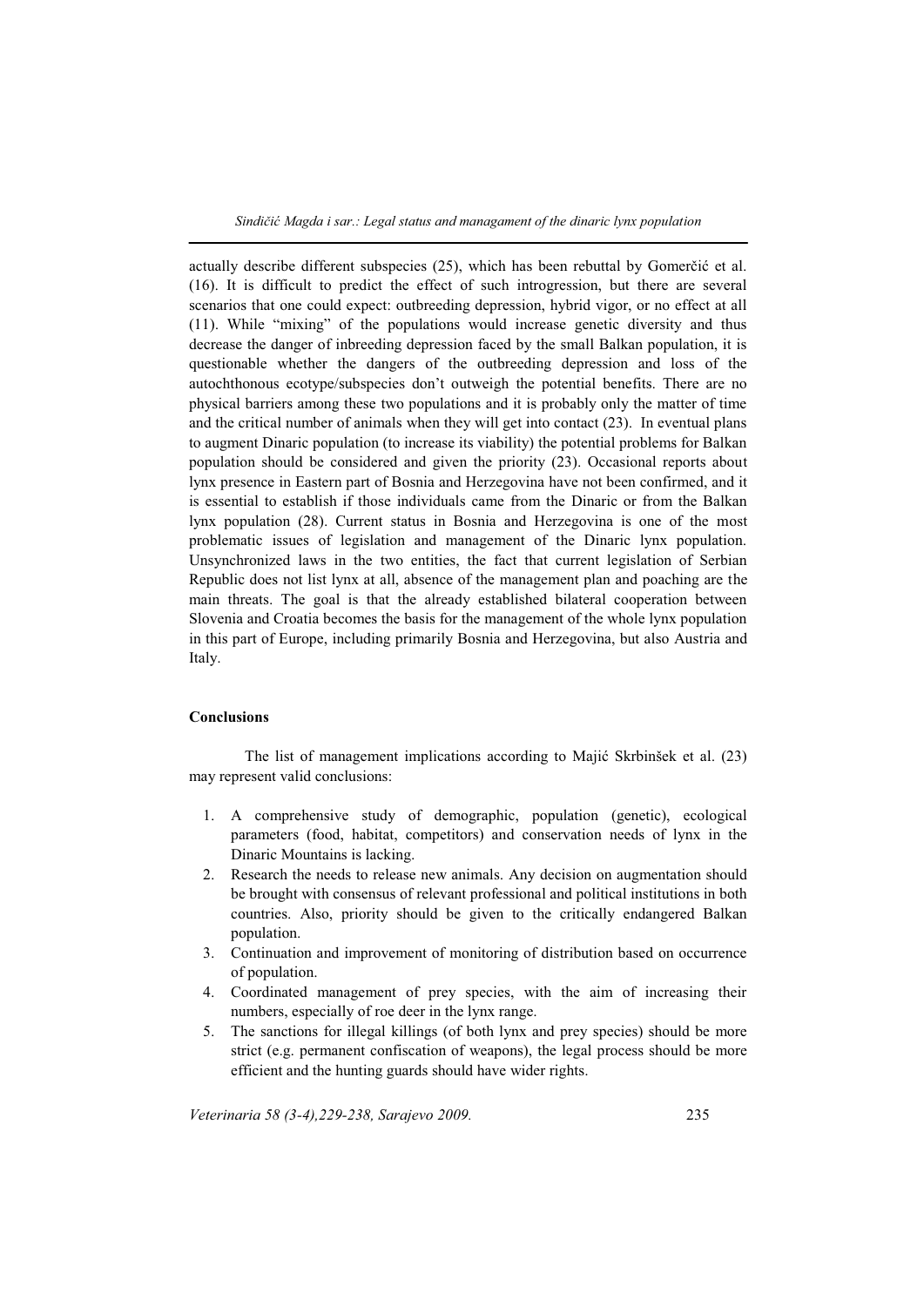actually describe different subspecies (25), which has been rebuttal by Gomerčić et al. (16). It is difficult to predict the effect of such introgression, but there are several scenarios that one could expect: outbreeding depression, hybrid vigor, or no effect at all (11). While "mixing" of the populations would increase genetic diversity and thus decrease the danger of inbreeding depression faced by the small Balkan population, it is questionable whether the dangers of the outbreeding depression and loss of the autochthonous ecotype/subspecies don't outweigh the potential benefits. There are no physical barriers among these two populations and it is probably only the matter of time and the critical number of animals when they will get into contact (23). In eventual plans to augment Dinaric population (to increase its viability) the potential problems for Balkan population should be considered and given the priority (23). Occasional reports about lynx presence in Eastern part of Bosnia and Herzegovina have not been confirmed, and it is essential to establish if those individuals came from the Dinaric or from the Balkan lynx population (28). Current status in Bosnia and Herzegovina is one of the most problematic issues of legislation and management of the Dinaric lynx population. Unsynchronized laws in the two entities, the fact that current legislation of Serbian Republic does not list lynx at all, absence of the management plan and poaching are the main threats. The goal is that the already established bilateral cooperation between Slovenia and Croatia becomes the basis for the management of the whole lynx population in this part of Europe, including primarily Bosnia and Herzegovina, but also Austria and Italy.

**Conclusions**

The list of management implications according to Majić Skrbinšek et al. (23) may represent valid conclusions:

1. A comprehensive study of demographic, population (genetic), ecological parameters (food, habitat, competitors) and conservation needs of lynx in the Dinaric Mountains is lacking.
2. Research the needs to release new animals. Any decision on augmentation should be brought with consensus of relevant professional and political institutions in both countries. Also, priority should be given to the critically endangered Balkan population.
3. Continuation and improvement of monitoring of distribution based on occurrence of population.
4. Coordinated management of prey species, with the aim of increasing their numbers, especially of roe deer in the lynx range.
5. The sanctions for illegal killings (of both lynx and prey species) should be more strict (e.g. permanent confiscation of weapons), the legal process should be more efficient and the hunting guards should have wider rights.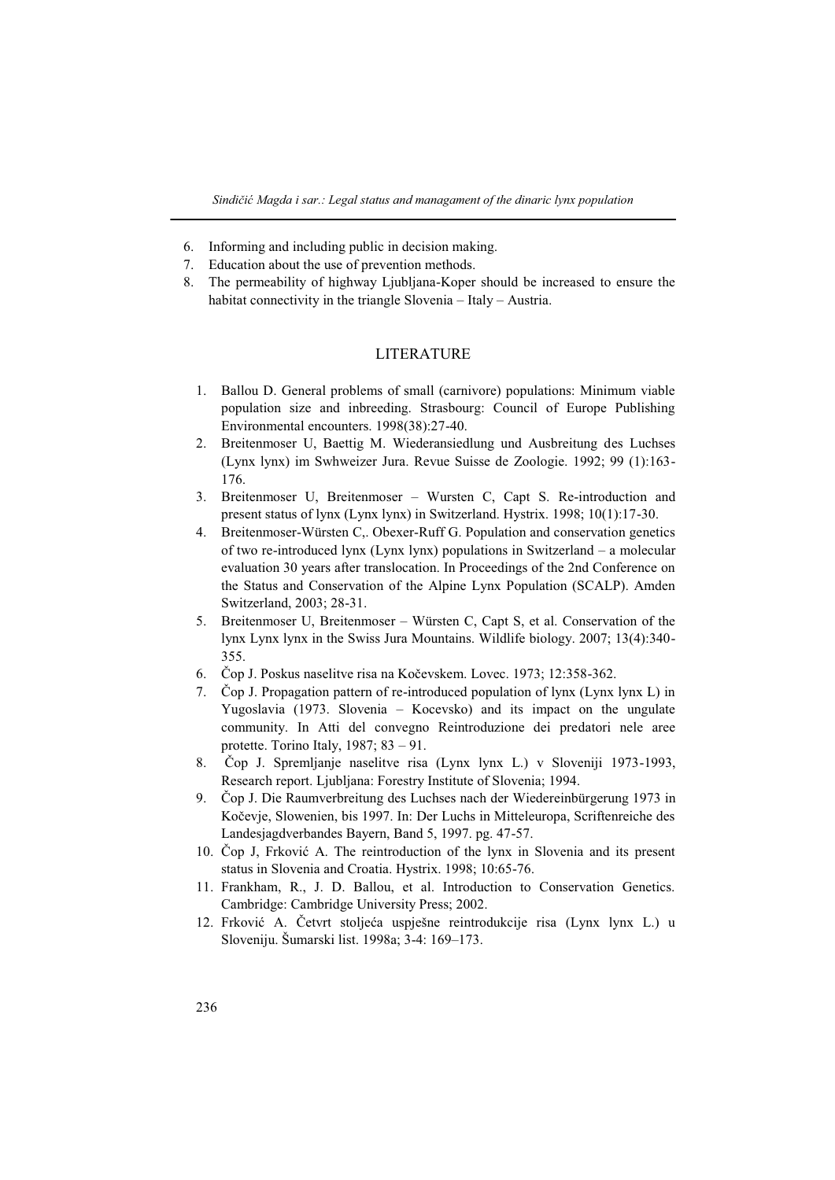6. Informing and including public in decision making.
7. Education about the use of prevention methods.
8. The permeability of highway Ljubljana-Koper should be increased to ensure the habitat connectivity in the triangle Slovenia – Italy – Austria.

## LITERATURE

1. Ballou D. General problems of small (carnivore) populations: Minimum viable population size and inbreeding. Strasbourg: Council of Europe Publishing Environmental encounters. 1998(38):27-40.
2. Breitenmoser U, Baettig M. Wiederansiedlung und Ausbreitung des Luchses (Lynx lynx) im Swhweizer Jura. Revue Suisse de Zoologie. 1992; 99 (1):163-176.
3. Breitenmoser U, Breitenmoser – Wursten C, Capt S. Re-introduction and present status of lynx (Lynx lynx) in Switzerland. Hystrix. 1998; 10(1):17-30.
4. Breitenmoser-Würsten C,. Obexer-Ruff G. Population and conservation genetics of two re-introduced lynx (Lynx lynx) populations in Switzerland – a molecular evaluation 30 years after translocation. In Proceedings of the 2nd Conference on the Status and Conservation of the Alpine Lynx Population (SCALP). Amden Switzerland, 2003; 28-31.
5. Breitenmoser U, Breitenmoser – Würsten C, Capt S, et al. Conservation of the lynx Lynx lynx in the Swiss Jura Mountains. Wildlife biology. 2007; 13(4):340-355.
6. Čop J. Poskus naselitve risa na Kočevskem. Lovec. 1973; 12:358-362.
7. Čop J. Propagation pattern of re-introduced population of lynx (Lynx lynx L) in Yugoslavia (1973. Slovenia – Kocevsko) and its impact on the ungulate community. In Atti del convegno Reintroduzione dei predatori nele aree protette. Torino Italy, 1987; 83 – 91.
8. Čop J. Spremljanje naselitve risa (Lynx lynx L.) v Sloveniji 1973-1993, Research report. Ljubljana: Forestry Institute of Slovenia; 1994.
9. Čop J. Die Raumverbreitung des Luchses nach der Wiedereinbürgerung 1973 in Kočevje, Slowenien, bis 1997. In: Der Luchs in Mitteleuropa, Scriftenreiche des Landesjagdverbandes Bayern, Band 5, 1997. pg. 47-57.
10. Čop J, Frković A. The reintroduction of the lynx in Slovenia and its present status in Slovenia and Croatia. Hystrix. 1998; 10:65-76.
11. Frankham, R., J. D. Ballou, et al. Introduction to Conservation Genetics. Cambridge: Cambridge University Press; 2002.
12. Frković A. Četvrt stoljeća uspješne reintrodukcije risa (Lynx lynx L.) u Sloveniju. Šumarski list. 1998a; 3-4: 169–173.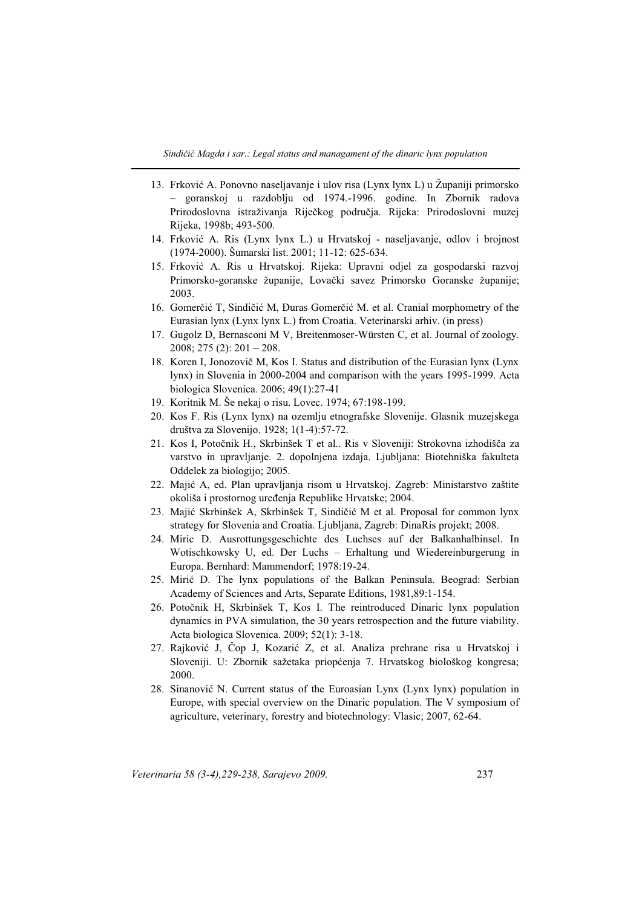13. Frković A. Ponovno naseljavanje i ulov risa (Lynx lynx L) u Županiji primorsko – goranskoj u razdoblju od 1974.-1996. godine. In Zbornik radova Prirodoslovna istraživanja Riječkog područja. Rijeka: Prirodoslovni muzej Rijeka, 1998b; 493-500.
14. Frković A. Ris (Lynx lynx L.) u Hrvatskoj - naseljavanje, odlov i brojnost (1974-2000). Šumarski list. 2001; 11-12: 625-634.
15. Frković A. Ris u Hrvatskoj. Rijeka: Upravni odjel za gospodarski razvoj Primorsko-goranske županije, Lovački savez Primorsko Goranske županije; 2003.
16. Gomerčić T, Sindičić M, Đuras Gomerčić M. et al. Cranial morphometry of the Eurasian lynx (Lynx lynx L.) from Croatia. Veterinarski arhiv. (in press)
17. Gugolz D, Bernasconi M V, Breitenmoser-Würsten C, et al. Journal of zoology. 2008; 275 (2): 201 – 208.
18. Koren I, Jonozovič M, Kos I. Status and distribution of the Eurasian lynx (Lynx lynx) in Slovenia in 2000-2004 and comparison with the years 1995-1999. Acta biologica Slovenica. 2006; 49(1):27-41
19. Koritnik M. Še nekaj o risu. Lovec. 1974; 67:198-199.
20. Kos F. Ris (Lynx lynx) na ozemlju etnografske Slovenije. Glasnik muzejskega društva za Slovenijo. 1928; 1(1-4):57-72.
21. Kos I, Potočnik H., Skrbinšek T et al.. Ris v Sloveniji: Strokovna izhodišča za varstvo in upravljanje. 2. dopolnjena izdaja. Ljubljana: Biotehniška fakulteta Oddelek za biologijo; 2005.
22. Majić A, ed. Plan upravljanja risom u Hrvatskoj. Zagreb: Ministarstvo zaštite okoliša i prostornog uređenja Republike Hrvatske; 2004.
23. Majić Skrbinšek A, Skrbinšek T, Sindičić M et al. Proposal for common lynx strategy for Slovenia and Croatia. Ljubljana, Zagreb: DinaRis projekt; 2008.
24. Miric D. Ausrottungsgeschichte des Luchses auf der Balkanhalbinsel. In Wotischkowsky U, ed. Der Luchs – Erhaltung und Wiedereinburgerung in Europa. Bernhard: Mammendorf; 1978:19-24.
25. Mirić D. The lynx populations of the Balkan Peninsula. Beograd: Serbian Academy of Sciences and Arts, Separate Editions, 1981,89:1-154.
26. Potočnik H, Skrbinšek T, Kos I. The reintroduced Dinaric lynx population dynamics in PVA simulation, the 30 years retrospection and the future viability. Acta biologica Slovenica. 2009; 52(1): 3-18.
27. Rajković J, Čop J, Kozarić Z, et al. Analiza prehrane risa u Hrvatskoj i Sloveniji. U: Zbornik sažetaka priopćenja 7. Hrvatskog biološkog kongresa; 2000.
28. Sinanović N. Current status of the Euroasian Lynx (Lynx lynx) population in Europe, with special overview on the Dinaric population. The V symposium of agriculture, veterinary, forestry and biotechnology: Vlasic; 2007, 62-64.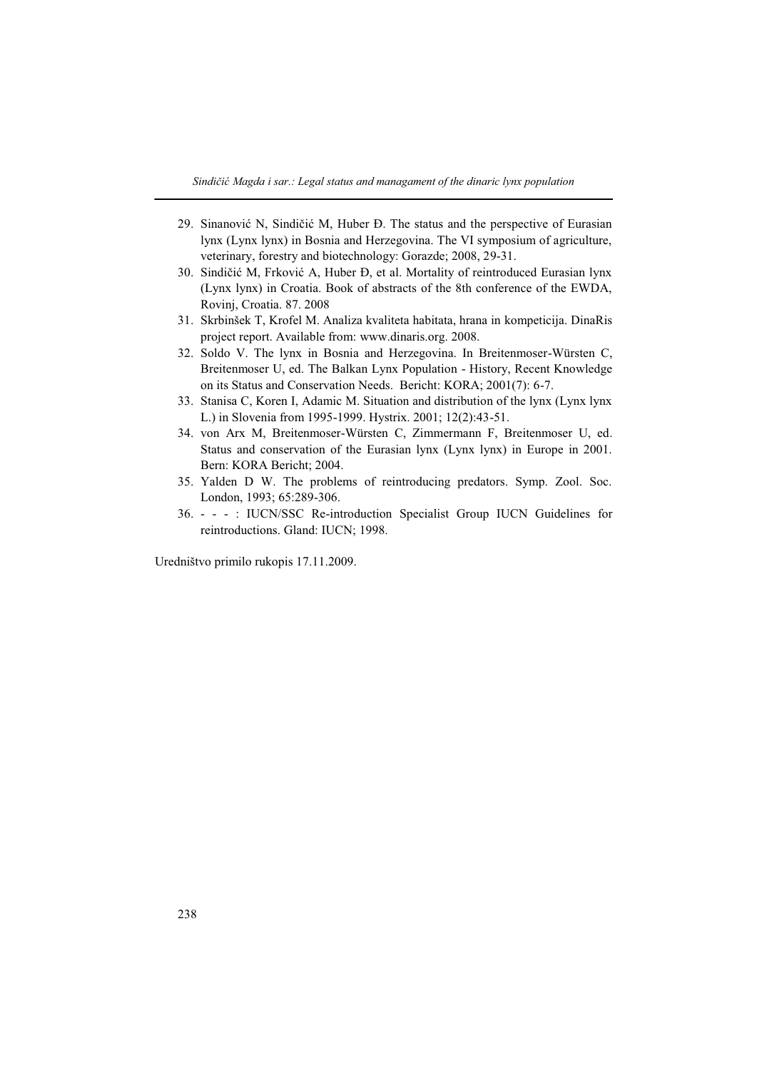29. Sinanović N, Sindičić M, Huber Đ. The status and the perspective of Eurasian lynx (Lynx lynx) in Bosnia and Herzegovina. The VI symposium of agriculture, veterinary, forestry and biotechnology: Gorazde; 2008, 29-31.
30. Sindičić M, Frković A, Huber Đ, et al. Mortality of reintroduced Eurasian lynx (Lynx lynx) in Croatia. Book of abstracts of the 8th conference of the EWDA, Rovinj, Croatia. 87. 2008
31. Skrbinšek T, Krofel M. Analiza kvaliteta habitata, hrana in kompeticija. DinaRis project report. Available from: www.dinaris.org. 2008.
32. Soldo V. The lynx in Bosnia and Herzegovina. In Breitenmoser-Würsten C, Breitenmoser U, ed. The Balkan Lynx Population - History, Recent Knowledge on its Status and Conservation Needs. Bericht: KORA; 2001(7): 6-7.
33. Stanisa C, Koren I, Adamic M. Situation and distribution of the lynx (Lynx lynx L.) in Slovenia from 1995-1999. Hystrix. 2001; 12(2):43-51.
34. von Arx M, Breitenmoser-Würsten C, Zimmermann F, Breitenmoser U, ed. Status and conservation of the Eurasian lynx (Lynx lynx) in Europe in 2001. Bern: KORA Bericht; 2004.
35. Yalden D W. The problems of reintroducing predators. Symp. Zool. Soc. London, 1993; 65:289-306.
36. - - - : IUCN/SSC Re-introduction Specialist Group IUCN Guidelines for reintroductions. Gland: IUCN; 1998.

Uredništvo primilo rukopis 17.11.2009.